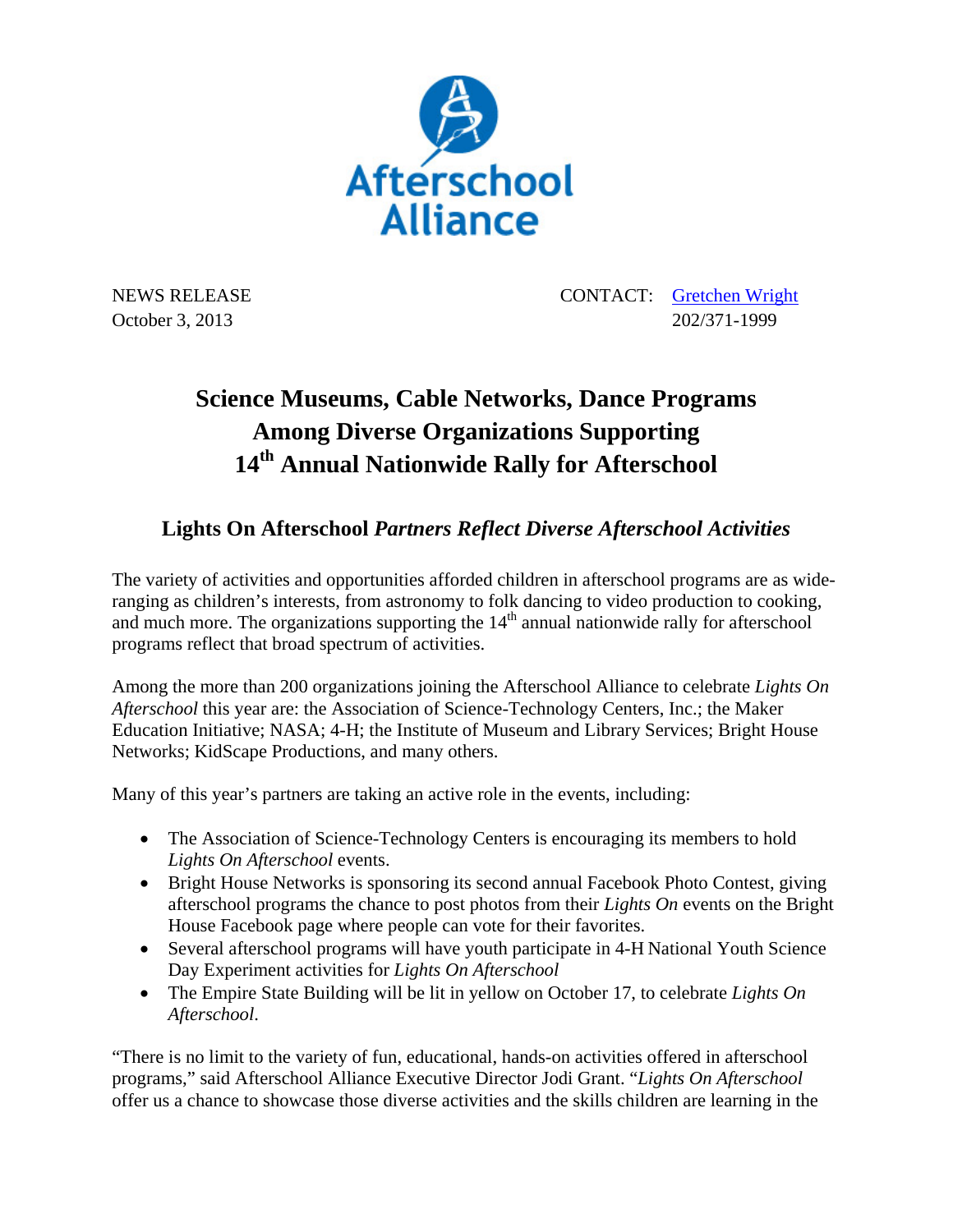Afterschool Alliance

NEWS RELEASE
October 3, 2013

CONTACT: [Gretchen Wright]
202/371-1999

# Science Museums, Cable Networks, Dance Programs Among Diverse Organizations Supporting 14th Annual Nationwide Rally for Afterschool

## Lights On Afterschool *Partners Reflect Diverse Afterschool Activities*

The variety of activities and opportunities afforded children in afterschool programs are as wide-ranging as children's interests, from astronomy to folk dancing to video production to cooking, and much more. The organizations supporting the 14th annual nationwide rally for afterschool programs reflect that broad spectrum of activities.

Among the more than 200 organizations joining the Afterschool Alliance to celebrate *Lights On Afterschool* this year are: the Association of Science-Technology Centers, Inc.; the Maker Education Initiative; NASA; 4-H; the Institute of Museum and Library Services; Bright House Networks; KidScape Productions, and many others.

Many of this year's partners are taking an active role in the events, including:

- The Association of Science-Technology Centers is encouraging its members to hold *Lights On Afterschool* events.
- Bright House Networks is sponsoring its second annual Facebook Photo Contest, giving afterschool programs the chance to post photos from their *Lights On* events on the Bright House Facebook page where people can vote for their favorites.
- Several afterschool programs will have youth participate in 4-H National Youth Science Day Experiment activities for *Lights On Afterschool*
- The Empire State Building will be lit in yellow on October 17, to celebrate *Lights On Afterschool*.

"There is no limit to the variety of fun, educational, hands-on activities offered in afterschool programs," said Afterschool Alliance Executive Director Jodi Grant. "*Lights On Afterschool* offer us a chance to showcase those diverse activities and the skills children are learning in the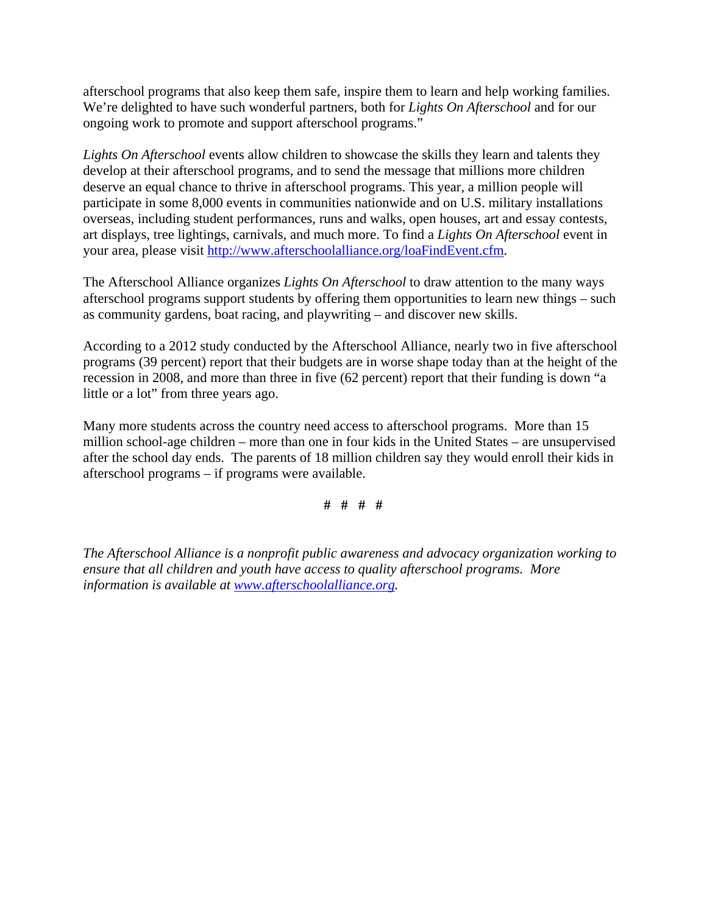afterschool programs that also keep them safe, inspire them to learn and help working families. We're delighted to have such wonderful partners, both for *Lights On Afterschool* and for our ongoing work to promote and support afterschool programs."

*Lights On Afterschool* events allow children to showcase the skills they learn and talents they develop at their afterschool programs, and to send the message that millions more children deserve an equal chance to thrive in afterschool programs. This year, a million people will participate in some 8,000 events in communities nationwide and on U.S. military installations overseas, including student performances, runs and walks, open houses, art and essay contests, art displays, tree lightings, carnivals, and much more. To find a *Lights On Afterschool* event in your area, please visit [http://www.afterschoolalliance.org/loaFindEvent.cfm](http://www.afterschoolalliance.org/loaFindEvent.cfm).

The Afterschool Alliance organizes *Lights On Afterschool* to draw attention to the many ways afterschool programs support students by offering them opportunities to learn new things – such as community gardens, boat racing, and playwriting – and discover new skills.

According to a 2012 study conducted by the Afterschool Alliance, nearly two in five afterschool programs (39 percent) report that their budgets are in worse shape today than at the height of the recession in 2008, and more than three in five (62 percent) report that their funding is down "a little or a lot" from three years ago.

Many more students across the country need access to afterschool programs. More than 15 million school-age children – more than one in four kids in the United States – are unsupervised after the school day ends. The parents of 18 million children say they would enroll their kids in afterschool programs – if programs were available.

# # # #

*The Afterschool Alliance is a nonprofit public awareness and advocacy organization working to ensure that all children and youth have access to quality afterschool programs. More information is available at [www.afterschoolalliance.org](http://www.afterschoolalliance.org).*